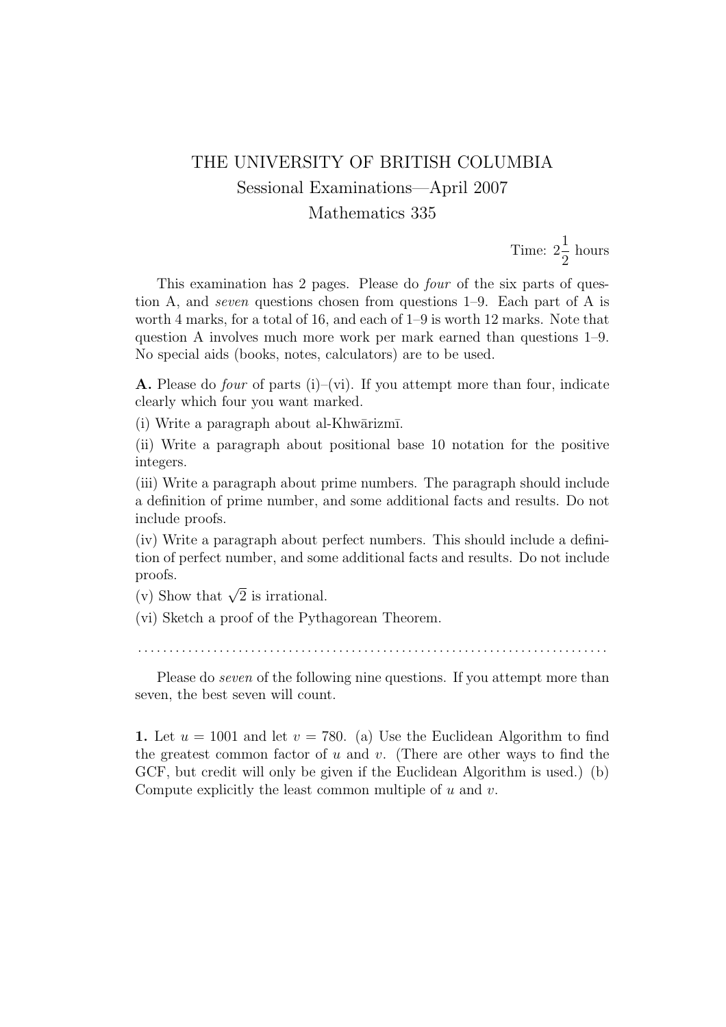# THE UNIVERSITY OF BRITISH COLUMBIA

## Sessional Examinations—April 2007

## Mathematics 335

Time: $2\frac{1}{2}$ hours

This examination has 2 pages. Please do *four* of the six parts of question A, and *seven* questions chosen from questions 1–9. Each part of A is worth 4 marks, for a total of 16, and each of 1–9 is worth 12 marks. Note that question A involves much more work per mark earned than questions 1–9. No special aids (books, notes, calculators) are to be used.

**A.** Please do *four* of parts (i)–(vi). If you attempt more than four, indicate clearly which four you want marked.

(i) Write a paragraph about al-Khwārizmī.

(ii) Write a paragraph about positional base 10 notation for the positive integers.

(iii) Write a paragraph about prime numbers. The paragraph should include a definition of prime number, and some additional facts and results. Do not include proofs.

(iv) Write a paragraph about perfect numbers. This should include a definition of perfect number, and some additional facts and results. Do not include proofs.

(v) Show that $\sqrt{2}$ is irrational.

(vi) Sketch a proof of the Pythagorean Theorem.

. . . . . . . . . . . . . . . . . . . . . . . . . . . . . . . . . . . . . . . . . . . . . . . . . . . . . . . . . . . . . . . . . . . . . . . .

Please do *seven* of the following nine questions. If you attempt more than seven, the best seven will count.

**1.** Let $u = 1001$ and let $v = 780$. (a) Use the Euclidean Algorithm to find the greatest common factor of $u$ and $v$. (There are other ways to find the GCF, but credit will only be given if the Euclidean Algorithm is used.) (b) Compute explicitly the least common multiple of $u$ and $v$.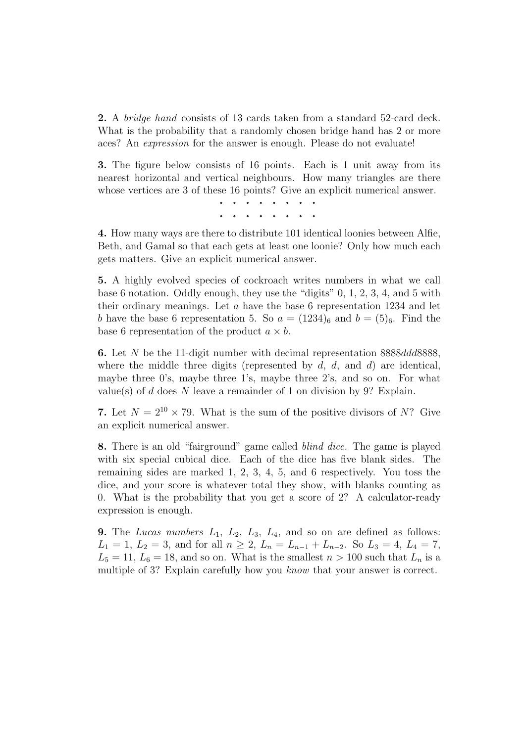**2.** A *bridge hand* consists of 13 cards taken from a standard 52-card deck. What is the probability that a randomly chosen bridge hand has 2 or more aces? An *expression* for the answer is enough. Please do not evaluate!

**3.** The figure below consists of 16 points. Each is 1 unit away from its nearest horizontal and vertical neighbours. How many triangles are there whose vertices are 3 of these 16 points? Give an explicit numerical answer.

· · · · · · · ·

· · · · · · · ·

**4.** How many ways are there to distribute 101 identical loonies between Alfie, Beth, and Gamal so that each gets at least one loonie? Only how much each gets matters. Give an explicit numerical answer.

**5.** A highly evolved species of cockroach writes numbers in what we call base 6 notation. Oddly enough, they use the "digits" 0, 1, 2, 3, 4, and 5 with their ordinary meanings. Let $a$ have the base 6 representation 1234 and let $b$ have the base 6 representation 5. So $a = (1234)_6$ and $b = (5)_6$. Find the base 6 representation of the product $a \times b$.

**6.** Let $N$ be the 11-digit number with decimal representation $8888ddd8888$, where the middle three digits (represented by $d$, $d$, and $d$) are identical, maybe three 0's, maybe three 1's, maybe three 2's, and so on. For what value(s) of $d$ does $N$ leave a remainder of 1 on division by 9? Explain.

**7.** Let $N = 2^{10} \times 79$. What is the sum of the positive divisors of $N$? Give an explicit numerical answer.

**8.** There is an old "fairground" game called *blind dice*. The game is played with six special cubical dice. Each of the dice has five blank sides. The remaining sides are marked 1, 2, 3, 4, 5, and 6 respectively. You toss the dice, and your score is whatever total they show, with blanks counting as 0. What is the probability that you get a score of 2? A calculator-ready expression is enough.

**9.** The *Lucas numbers* $L_1$, $L_2$, $L_3$, $L_4$, and so on are defined as follows: $L_1 = 1$, $L_2 = 3$, and for all $n \geq 2$, $L_n = L_{n-1} + L_{n-2}$. So $L_3 = 4$, $L_4 = 7$, $L_5 = 11$, $L_6 = 18$, and so on. What is the smallest $n > 100$ such that $L_n$ is a multiple of 3? Explain carefully how you *know* that your answer is correct.